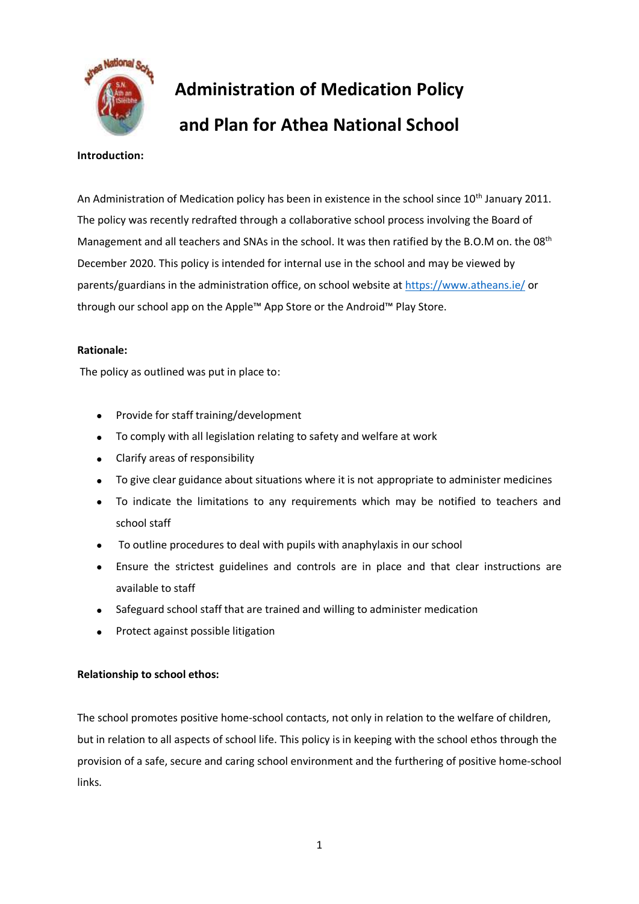# Administration of Medication Policy and Plan for Athea National School

**Introduction:**

An Administration of Medication policy has been in existence in the school since 10th January 2011. The policy was recently redrafted through a collaborative school process involving the Board of Management and all teachers and SNAs in the school. It was then ratified by the B.O.M on. the 08th December 2020. This policy is intended for internal use in the school and may be viewed by parents/guardians in the administration office, on school website at https://www.atheans.ie/ or through our school app on the Apple™ App Store or the Android™ Play Store.

**Rationale:**

The policy as outlined was put in place to:

- Provide for staff training/development
- To comply with all legislation relating to safety and welfare at work
- Clarify areas of responsibility
- To give clear guidance about situations where it is not appropriate to administer medicines
- To indicate the limitations to any requirements which may be notified to teachers and school staff
- To outline procedures to deal with pupils with anaphylaxis in our school
- Ensure the strictest guidelines and controls are in place and that clear instructions are available to staff
- Safeguard school staff that are trained and willing to administer medication
- Protect against possible litigation

**Relationship to school ethos:**

The school promotes positive home-school contacts, not only in relation to the welfare of children, but in relation to all aspects of school life. This policy is in keeping with the school ethos through the provision of a safe, secure and caring school environment and the furthering of positive home-school links.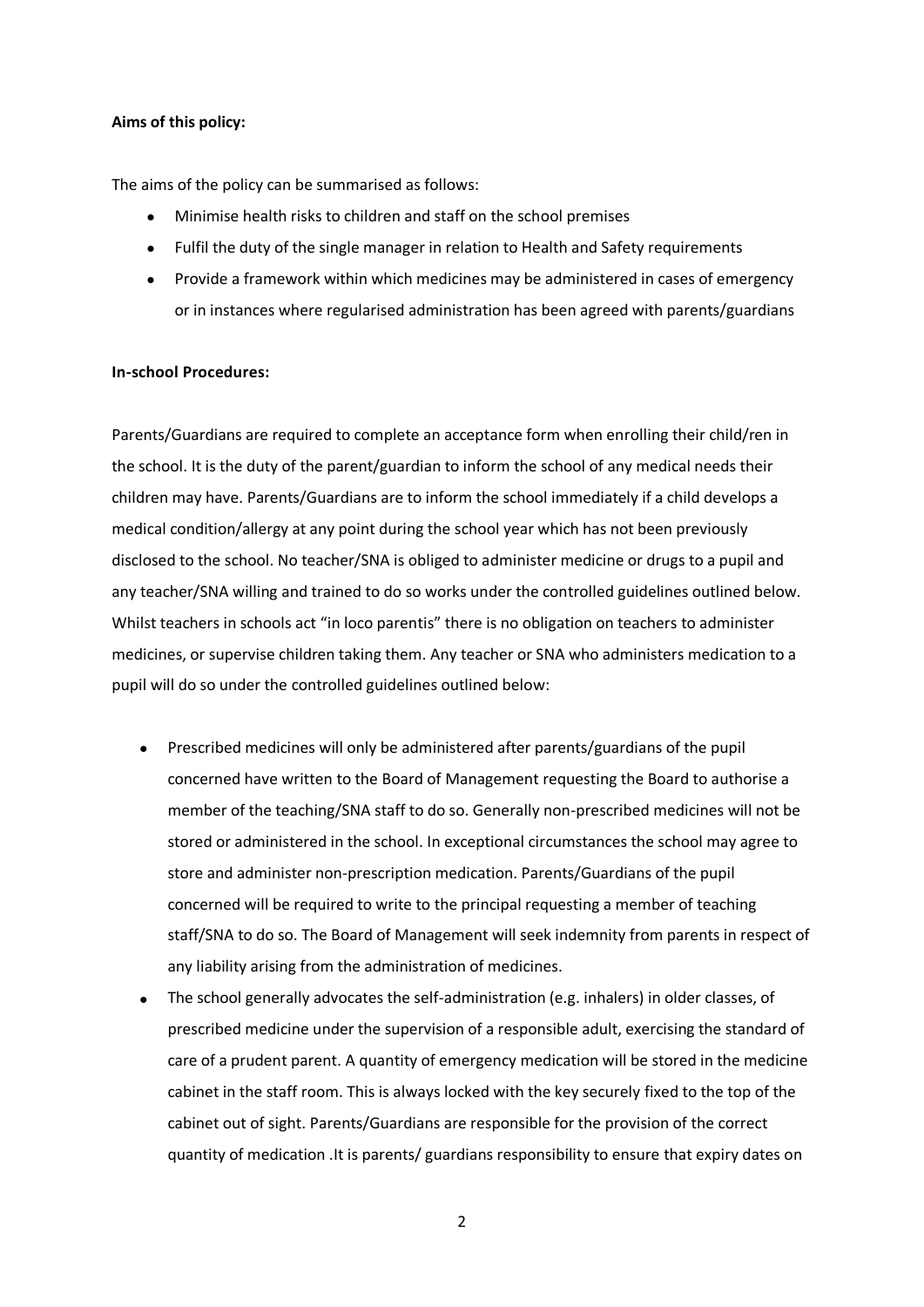**Aims of this policy:**

The aims of the policy can be summarised as follows:

- Minimise health risks to children and staff on the school premises
- Fulfil the duty of the single manager in relation to Health and Safety requirements
- Provide a framework within which medicines may be administered in cases of emergency or in instances where regularised administration has been agreed with parents/guardians

**In-school Procedures:**

Parents/Guardians are required to complete an acceptance form when enrolling their child/ren in the school. It is the duty of the parent/guardian to inform the school of any medical needs their children may have. Parents/Guardians are to inform the school immediately if a child develops a medical condition/allergy at any point during the school year which has not been previously disclosed to the school. No teacher/SNA is obliged to administer medicine or drugs to a pupil and any teacher/SNA willing and trained to do so works under the controlled guidelines outlined below. Whilst teachers in schools act "in loco parentis" there is no obligation on teachers to administer medicines, or supervise children taking them. Any teacher or SNA who administers medication to a pupil will do so under the controlled guidelines outlined below:

- Prescribed medicines will only be administered after parents/guardians of the pupil concerned have written to the Board of Management requesting the Board to authorise a member of the teaching/SNA staff to do so. Generally non-prescribed medicines will not be stored or administered in the school. In exceptional circumstances the school may agree to store and administer non-prescription medication. Parents/Guardians of the pupil concerned will be required to write to the principal requesting a member of teaching staff/SNA to do so. The Board of Management will seek indemnity from parents in respect of any liability arising from the administration of medicines.
- The school generally advocates the self-administration (e.g. inhalers) in older classes, of prescribed medicine under the supervision of a responsible adult, exercising the standard of care of a prudent parent. A quantity of emergency medication will be stored in the medicine cabinet in the staff room. This is always locked with the key securely fixed to the top of the cabinet out of sight. Parents/Guardians are responsible for the provision of the correct quantity of medication .It is parents/ guardians responsibility to ensure that expiry dates on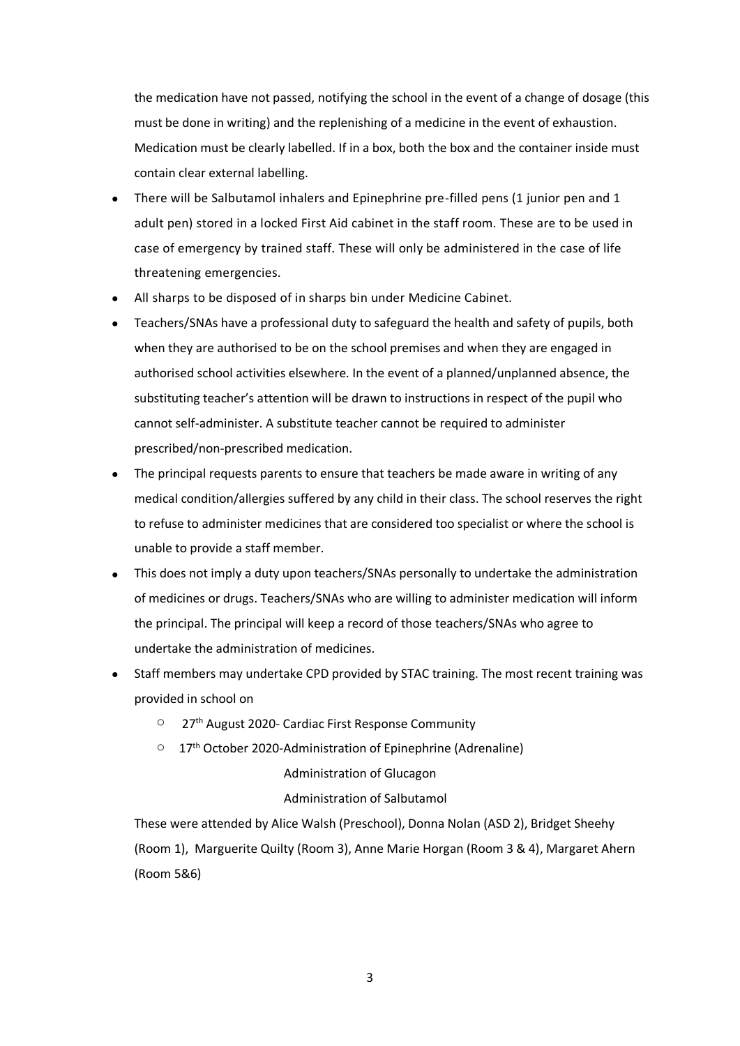the medication have not passed, notifying the school in the event of a change of dosage (this must be done in writing) and the replenishing of a medicine in the event of exhaustion. Medication must be clearly labelled. If in a box, both the box and the container inside must contain clear external labelling.

- There will be Salbutamol inhalers and Epinephrine pre-filled pens (1 junior pen and 1 adult pen) stored in a locked First Aid cabinet in the staff room. These are to be used in case of emergency by trained staff. These will only be administered in the case of life threatening emergencies.
- All sharps to be disposed of in sharps bin under Medicine Cabinet.
- Teachers/SNAs have a professional duty to safeguard the health and safety of pupils, both when they are authorised to be on the school premises and when they are engaged in authorised school activities elsewhere. In the event of a planned/unplanned absence, the substituting teacher's attention will be drawn to instructions in respect of the pupil who cannot self-administer. A substitute teacher cannot be required to administer prescribed/non-prescribed medication.
- The principal requests parents to ensure that teachers be made aware in writing of any medical condition/allergies suffered by any child in their class. The school reserves the right to refuse to administer medicines that are considered too specialist or where the school is unable to provide a staff member.
- This does not imply a duty upon teachers/SNAs personally to undertake the administration of medicines or drugs. Teachers/SNAs who are willing to administer medication will inform the principal. The principal will keep a record of those teachers/SNAs who agree to undertake the administration of medicines.
- Staff members may undertake CPD provided by STAC training. The most recent training was provided in school on
  - 27th August 2020- Cardiac First Response Community
  - 17th October 2020-Administration of Epinephrine (Adrenaline)
    Administration of Glucagon
    Administration of Salbutamol

  These were attended by Alice Walsh (Preschool), Donna Nolan (ASD 2), Bridget Sheehy (Room 1), Marguerite Quilty (Room 3), Anne Marie Horgan (Room 3 & 4), Margaret Ahern (Room 5&6)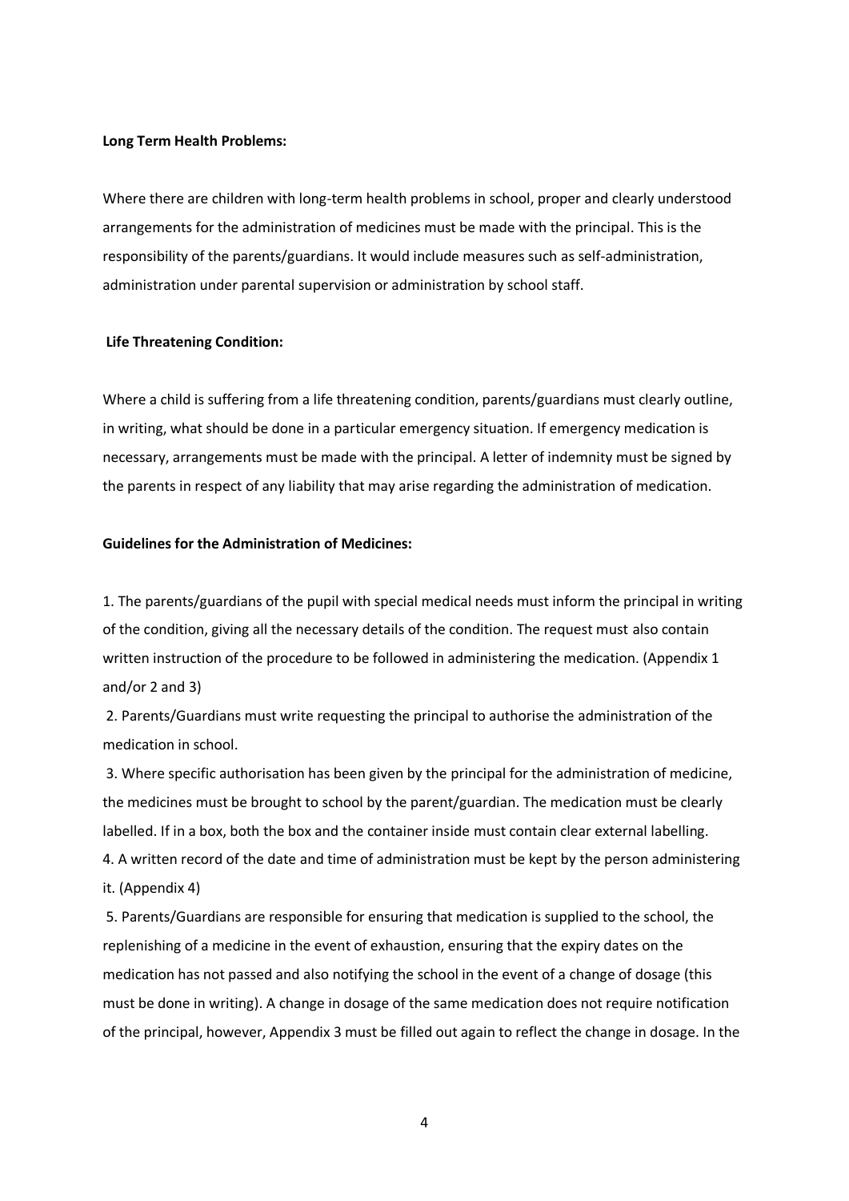**Long Term Health Problems:**

Where there are children with long-term health problems in school, proper and clearly understood arrangements for the administration of medicines must be made with the principal. This is the responsibility of the parents/guardians. It would include measures such as self-administration, administration under parental supervision or administration by school staff.

**Life Threatening Condition:**

Where a child is suffering from a life threatening condition, parents/guardians must clearly outline, in writing, what should be done in a particular emergency situation. If emergency medication is necessary, arrangements must be made with the principal. A letter of indemnity must be signed by the parents in respect of any liability that may arise regarding the administration of medication.

**Guidelines for the Administration of Medicines:**

1. The parents/guardians of the pupil with special medical needs must inform the principal in writing of the condition, giving all the necessary details of the condition. The request must also contain written instruction of the procedure to be followed in administering the medication. (Appendix 1 and/or 2 and 3)
2. Parents/Guardians must write requesting the principal to authorise the administration of the medication in school.
3. Where specific authorisation has been given by the principal for the administration of medicine, the medicines must be brought to school by the parent/guardian. The medication must be clearly labelled. If in a box, both the box and the container inside must contain clear external labelling.
4. A written record of the date and time of administration must be kept by the person administering it. (Appendix 4)
5. Parents/Guardians are responsible for ensuring that medication is supplied to the school, the replenishing of a medicine in the event of exhaustion, ensuring that the expiry dates on the medication has not passed and also notifying the school in the event of a change of dosage (this must be done in writing). A change in dosage of the same medication does not require notification of the principal, however, Appendix 3 must be filled out again to reflect the change in dosage. In the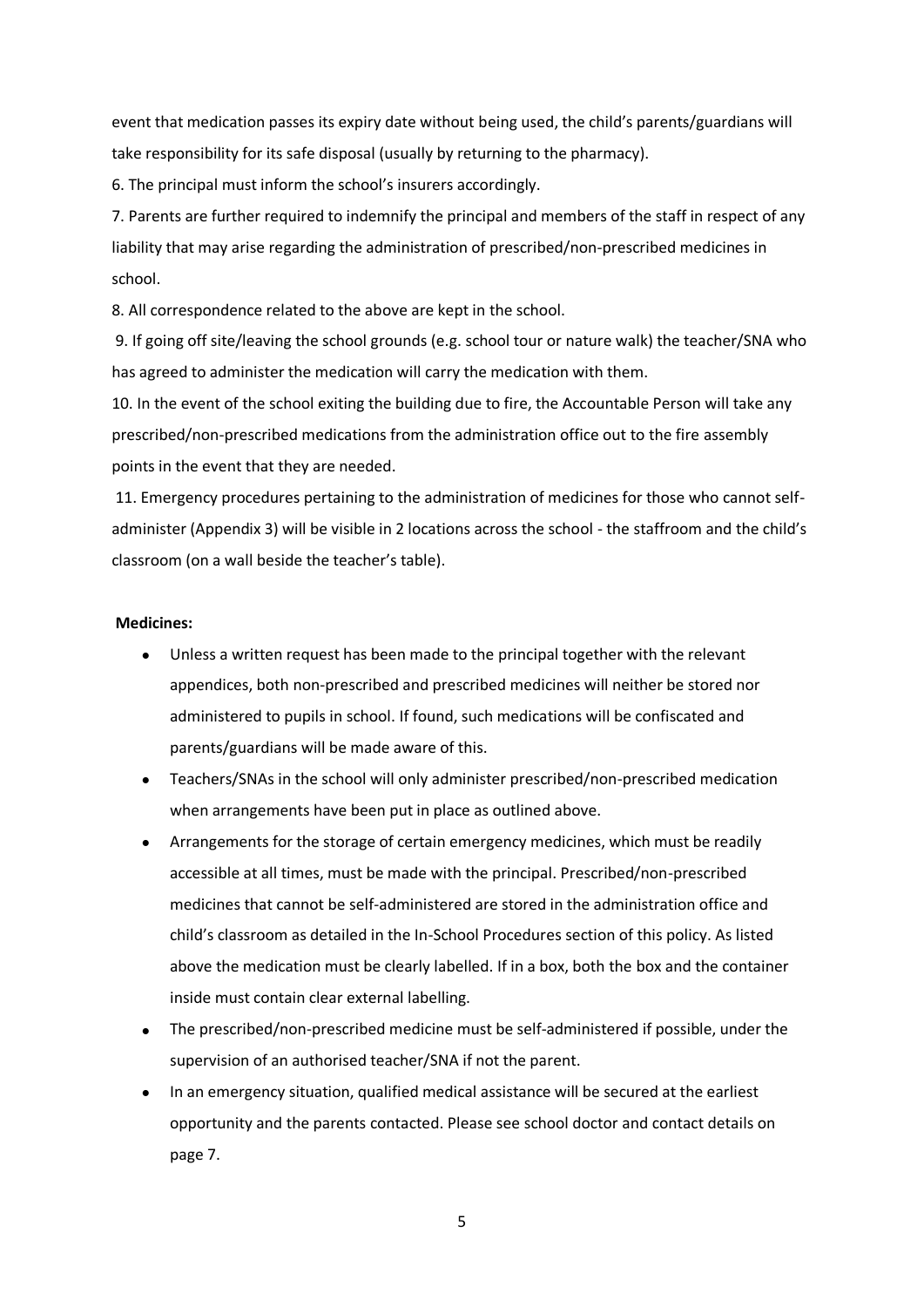event that medication passes its expiry date without being used, the child's parents/guardians will take responsibility for its safe disposal (usually by returning to the pharmacy).

6. The principal must inform the school's insurers accordingly.

7. Parents are further required to indemnify the principal and members of the staff in respect of any liability that may arise regarding the administration of prescribed/non-prescribed medicines in school.

8. All correspondence related to the above are kept in the school.

9. If going off site/leaving the school grounds (e.g. school tour or nature walk) the teacher/SNA who has agreed to administer the medication will carry the medication with them.

10. In the event of the school exiting the building due to fire, the Accountable Person will take any prescribed/non-prescribed medications from the administration office out to the fire assembly points in the event that they are needed.

11. Emergency procedures pertaining to the administration of medicines for those who cannot self-administer (Appendix 3) will be visible in 2 locations across the school - the staffroom and the child's classroom (on a wall beside the teacher's table).

**Medicines:**

- Unless a written request has been made to the principal together with the relevant appendices, both non-prescribed and prescribed medicines will neither be stored nor administered to pupils in school. If found, such medications will be confiscated and parents/guardians will be made aware of this.
- Teachers/SNAs in the school will only administer prescribed/non-prescribed medication when arrangements have been put in place as outlined above.
- Arrangements for the storage of certain emergency medicines, which must be readily accessible at all times, must be made with the principal. Prescribed/non-prescribed medicines that cannot be self-administered are stored in the administration office and child's classroom as detailed in the In-School Procedures section of this policy. As listed above the medication must be clearly labelled. If in a box, both the box and the container inside must contain clear external labelling.
- The prescribed/non-prescribed medicine must be self-administered if possible, under the supervision of an authorised teacher/SNA if not the parent.
- In an emergency situation, qualified medical assistance will be secured at the earliest opportunity and the parents contacted. Please see school doctor and contact details on page 7.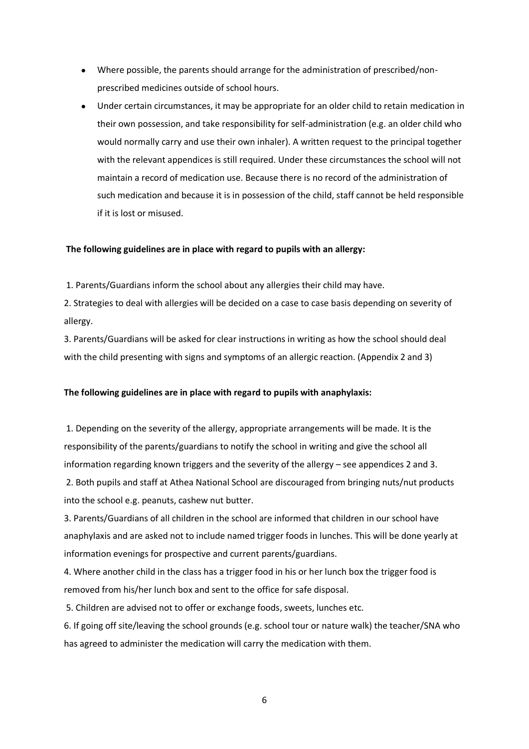- Where possible, the parents should arrange for the administration of prescribed/non-prescribed medicines outside of school hours.
- Under certain circumstances, it may be appropriate for an older child to retain medication in their own possession, and take responsibility for self-administration (e.g. an older child who would normally carry and use their own inhaler). A written request to the principal together with the relevant appendices is still required. Under these circumstances the school will not maintain a record of medication use. Because there is no record of the administration of such medication and because it is in possession of the child, staff cannot be held responsible if it is lost or misused.

**The following guidelines are in place with regard to pupils with an allergy:**

1. Parents/Guardians inform the school about any allergies their child may have.
2. Strategies to deal with allergies will be decided on a case to case basis depending on severity of allergy.
3. Parents/Guardians will be asked for clear instructions in writing as how the school should deal with the child presenting with signs and symptoms of an allergic reaction. (Appendix 2 and 3)

**The following guidelines are in place with regard to pupils with anaphylaxis:**

1. Depending on the severity of the allergy, appropriate arrangements will be made. It is the responsibility of the parents/guardians to notify the school in writing and give the school all information regarding known triggers and the severity of the allergy – see appendices 2 and 3.
2. Both pupils and staff at Athea National School are discouraged from bringing nuts/nut products into the school e.g. peanuts, cashew nut butter.
3. Parents/Guardians of all children in the school are informed that children in our school have anaphylaxis and are asked not to include named trigger foods in lunches. This will be done yearly at information evenings for prospective and current parents/guardians.
4. Where another child in the class has a trigger food in his or her lunch box the trigger food is removed from his/her lunch box and sent to the office for safe disposal.
5. Children are advised not to offer or exchange foods, sweets, lunches etc.
6. If going off site/leaving the school grounds (e.g. school tour or nature walk) the teacher/SNA who has agreed to administer the medication will carry the medication with them.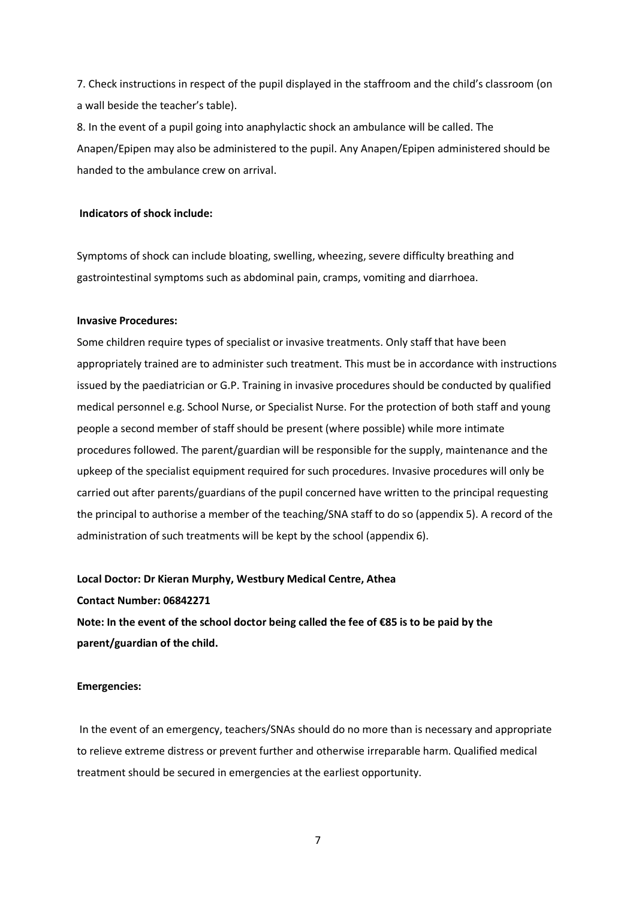7. Check instructions in respect of the pupil displayed in the staffroom and the child's classroom (on a wall beside the teacher's table).

8. In the event of a pupil going into anaphylactic shock an ambulance will be called. The Anapen/Epipen may also be administered to the pupil. Any Anapen/Epipen administered should be handed to the ambulance crew on arrival.

**Indicators of shock include:**

Symptoms of shock can include bloating, swelling, wheezing, severe difficulty breathing and gastrointestinal symptoms such as abdominal pain, cramps, vomiting and diarrhoea.

**Invasive Procedures:**

Some children require types of specialist or invasive treatments. Only staff that have been appropriately trained are to administer such treatment. This must be in accordance with instructions issued by the paediatrician or G.P. Training in invasive procedures should be conducted by qualified medical personnel e.g. School Nurse, or Specialist Nurse. For the protection of both staff and young people a second member of staff should be present (where possible) while more intimate procedures followed. The parent/guardian will be responsible for the supply, maintenance and the upkeep of the specialist equipment required for such procedures. Invasive procedures will only be carried out after parents/guardians of the pupil concerned have written to the principal requesting the principal to authorise a member of the teaching/SNA staff to do so (appendix 5). A record of the administration of such treatments will be kept by the school (appendix 6).

**Local Doctor: Dr Kieran Murphy, Westbury Medical Centre, Athea**

**Contact Number: 06842271**

**Note: In the event of the school doctor being called the fee of €85 is to be paid by the parent/guardian of the child.**

**Emergencies:**

In the event of an emergency, teachers/SNAs should do no more than is necessary and appropriate to relieve extreme distress or prevent further and otherwise irreparable harm. Qualified medical treatment should be secured in emergencies at the earliest opportunity.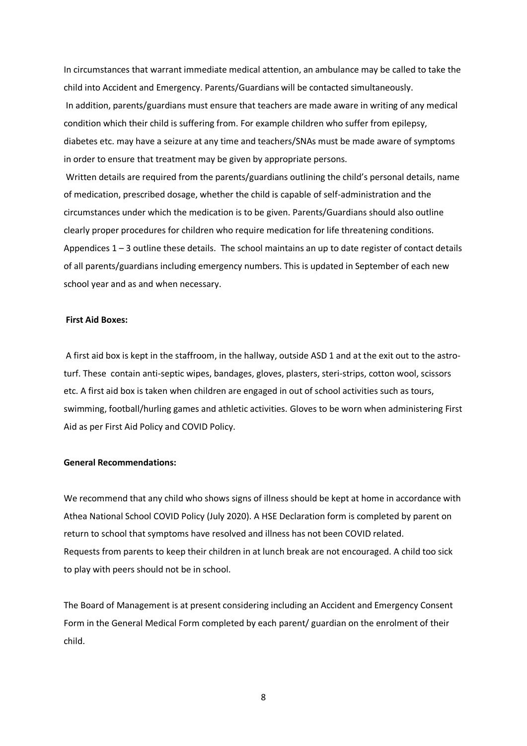In circumstances that warrant immediate medical attention, an ambulance may be called to take the child into Accident and Emergency. Parents/Guardians will be contacted simultaneously.

In addition, parents/guardians must ensure that teachers are made aware in writing of any medical condition which their child is suffering from. For example children who suffer from epilepsy, diabetes etc. may have a seizure at any time and teachers/SNAs must be made aware of symptoms in order to ensure that treatment may be given by appropriate persons.

Written details are required from the parents/guardians outlining the child's personal details, name of medication, prescribed dosage, whether the child is capable of self-administration and the circumstances under which the medication is to be given. Parents/Guardians should also outline clearly proper procedures for children who require medication for life threatening conditions. Appendices 1 – 3 outline these details. The school maintains an up to date register of contact details of all parents/guardians including emergency numbers. This is updated in September of each new school year and as and when necessary.

**First Aid Boxes:**

A first aid box is kept in the staffroom, in the hallway, outside ASD 1 and at the exit out to the astro-turf. These contain anti-septic wipes, bandages, gloves, plasters, steri-strips, cotton wool, scissors etc. A first aid box is taken when children are engaged in out of school activities such as tours, swimming, football/hurling games and athletic activities. Gloves to be worn when administering First Aid as per First Aid Policy and COVID Policy.

**General Recommendations:**

We recommend that any child who shows signs of illness should be kept at home in accordance with Athea National School COVID Policy (July 2020). A HSE Declaration form is completed by parent on return to school that symptoms have resolved and illness has not been COVID related.
Requests from parents to keep their children in at lunch break are not encouraged. A child too sick to play with peers should not be in school.

The Board of Management is at present considering including an Accident and Emergency Consent Form in the General Medical Form completed by each parent/ guardian on the enrolment of their child.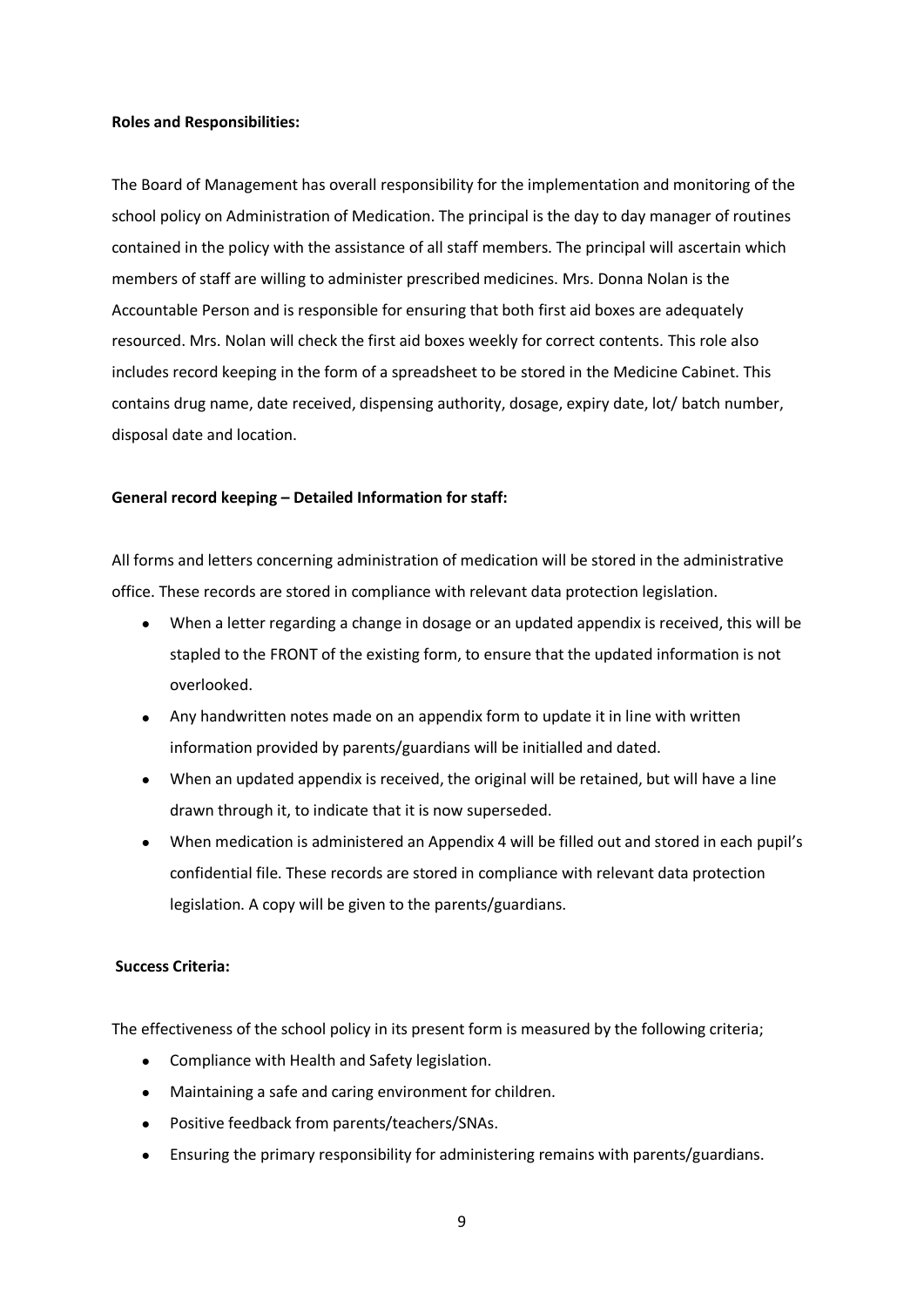**Roles and Responsibilities:**

The Board of Management has overall responsibility for the implementation and monitoring of the school policy on Administration of Medication. The principal is the day to day manager of routines contained in the policy with the assistance of all staff members. The principal will ascertain which members of staff are willing to administer prescribed medicines. Mrs. Donna Nolan is the Accountable Person and is responsible for ensuring that both first aid boxes are adequately resourced. Mrs. Nolan will check the first aid boxes weekly for correct contents. This role also includes record keeping in the form of a spreadsheet to be stored in the Medicine Cabinet. This contains drug name, date received, dispensing authority, dosage, expiry date, lot/ batch number, disposal date and location.

**General record keeping – Detailed Information for staff:**

All forms and letters concerning administration of medication will be stored in the administrative office. These records are stored in compliance with relevant data protection legislation.

- When a letter regarding a change in dosage or an updated appendix is received, this will be stapled to the FRONT of the existing form, to ensure that the updated information is not overlooked.
- Any handwritten notes made on an appendix form to update it in line with written information provided by parents/guardians will be initialled and dated.
- When an updated appendix is received, the original will be retained, but will have a line drawn through it, to indicate that it is now superseded.
- When medication is administered an Appendix 4 will be filled out and stored in each pupil's confidential file. These records are stored in compliance with relevant data protection legislation. A copy will be given to the parents/guardians.

**Success Criteria:**

The effectiveness of the school policy in its present form is measured by the following criteria;

- Compliance with Health and Safety legislation.
- Maintaining a safe and caring environment for children.
- Positive feedback from parents/teachers/SNAs.
- Ensuring the primary responsibility for administering remains with parents/guardians.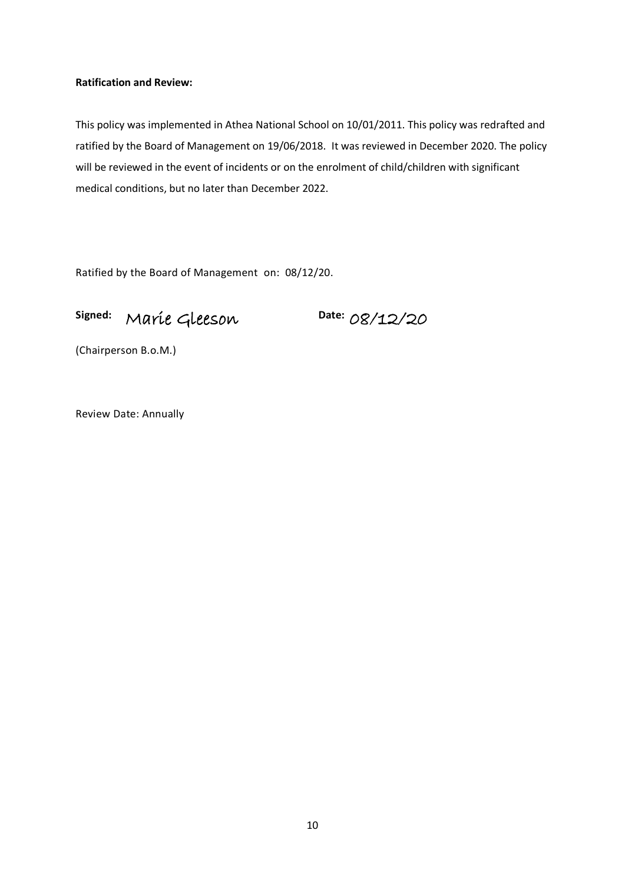**Ratification and Review:**

This policy was implemented in Athea National School on 10/01/2011. This policy was redrafted and ratified by the Board of Management on 19/06/2018. It was reviewed in December 2020. The policy will be reviewed in the event of incidents or on the enrolment of child/children with significant medical conditions, but no later than December 2022.

Ratified by the Board of Management on: 08/12/20.

**Signed:** Maríe Gleeson **Date:** 08/12/20

(Chairperson B.o.M.)

Review Date: Annually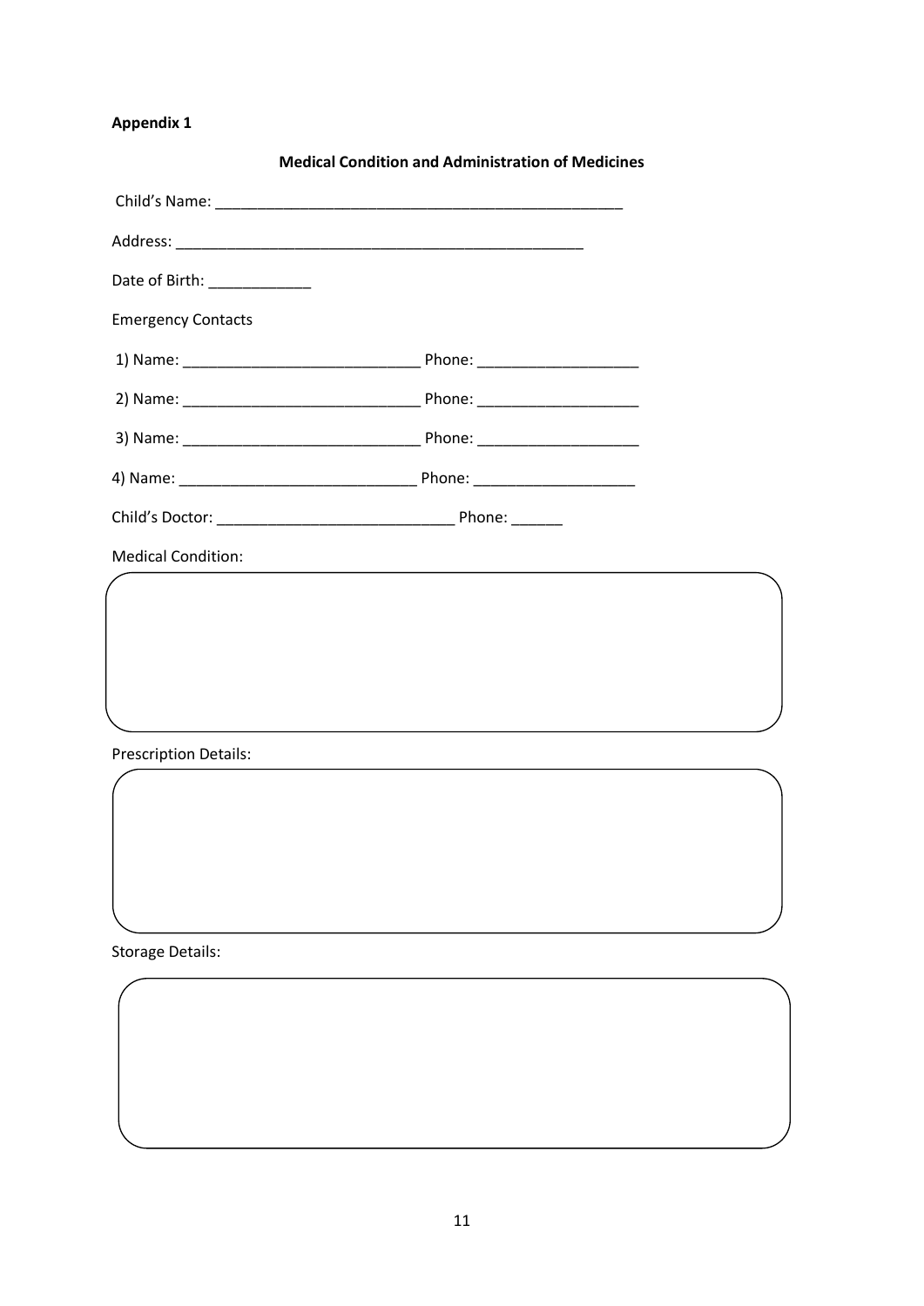**Appendix 1**

**Medical Condition and Administration of Medicines**

Child's Name: ___________________________________________________

Address: ___________________________________________________

Date of Birth: ____________

Emergency Contacts

1) Name: ____________________________ Phone: ___________________

2) Name: ____________________________ Phone: ___________________

3) Name: ____________________________ Phone: ___________________

4) Name: ____________________________ Phone: ___________________

Child's Doctor: ____________________________ Phone: ______

Medical Condition:

Prescription Details:

Storage Details: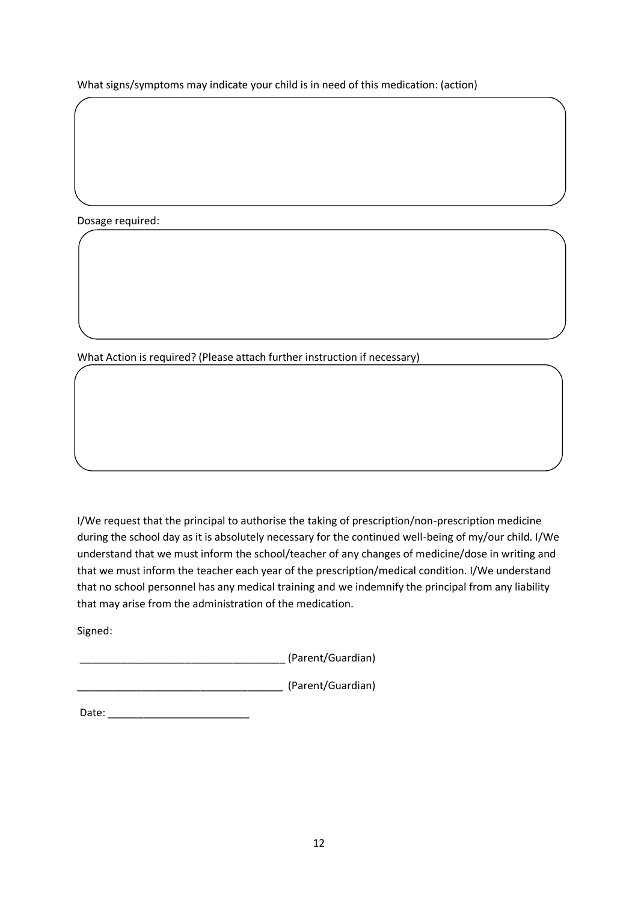What signs/symptoms may indicate your child is in need of this medication: (action)

Dosage required:

What Action is required? (Please attach further instruction if necessary)

I/We request that the principal to authorise the taking of prescription/non-prescription medicine during the school day as it is absolutely necessary for the continued well-being of my/our child. I/We understand that we must inform the school/teacher of any changes of medicine/dose in writing and that we must inform the teacher each year of the prescription/medical condition. I/We understand that no school personnel has any medical training and we indemnify the principal from any liability that may arise from the administration of the medication.

Signed:

___________________________________ (Parent/Guardian)

___________________________________ (Parent/Guardian)

Date: ________________________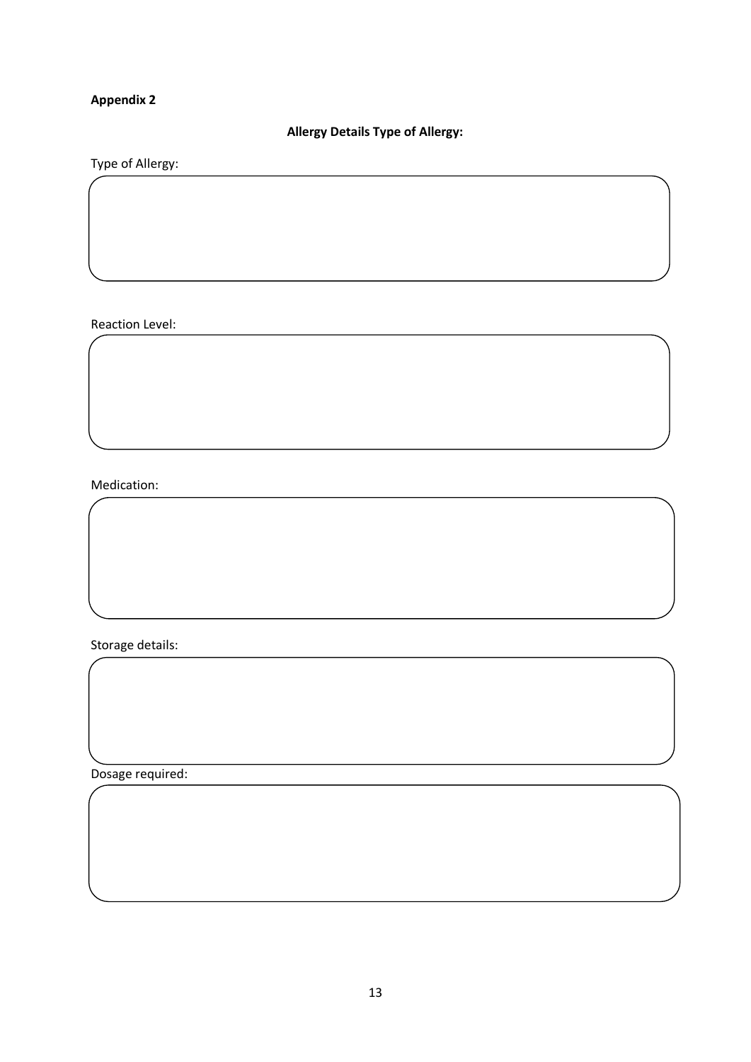**Appendix 2**

**Allergy Details Type of Allergy:**

Type of Allergy:

Reaction Level:

Medication:

Storage details:

Dosage required: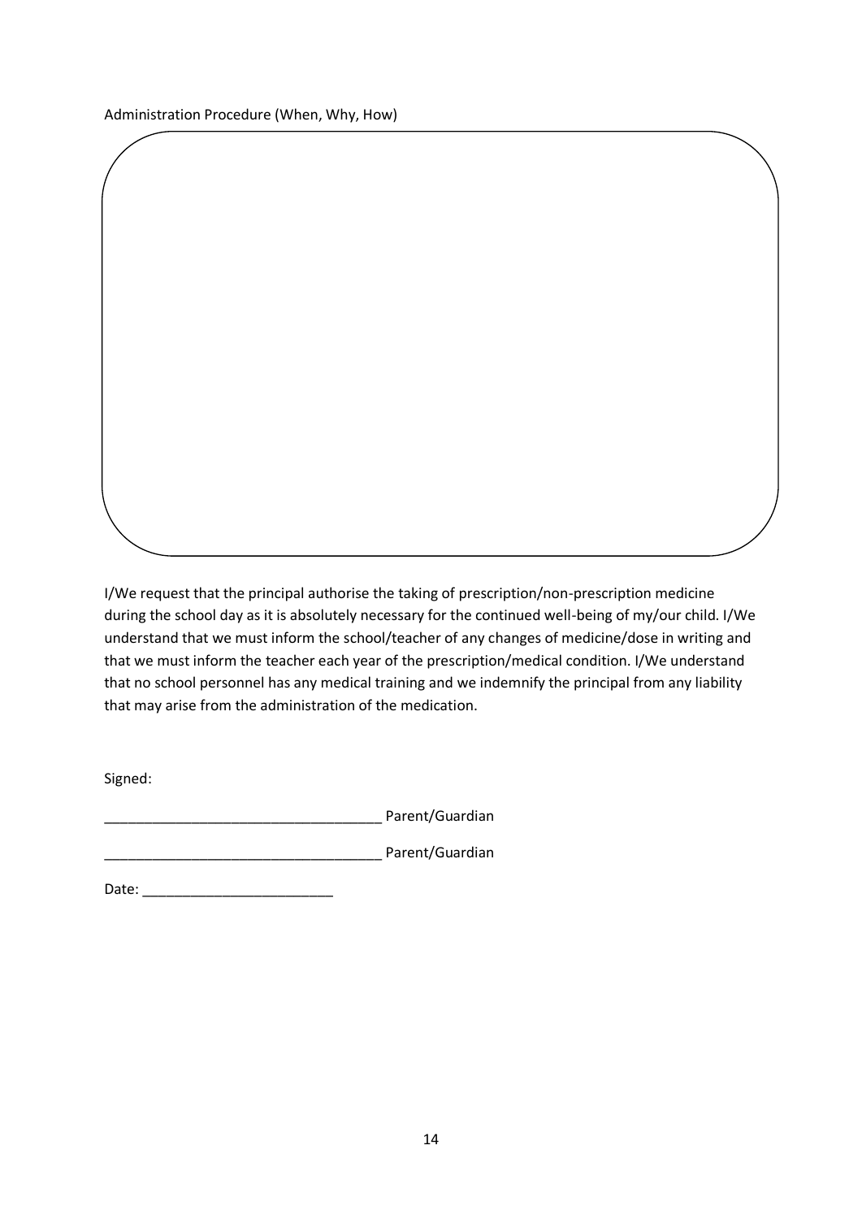Administration Procedure (When, Why, How)

I/We request that the principal authorise the taking of prescription/non-prescription medicine during the school day as it is absolutely necessary for the continued well-being of my/our child. I/We understand that we must inform the school/teacher of any changes of medicine/dose in writing and that we must inform the teacher each year of the prescription/medical condition. I/We understand that no school personnel has any medical training and we indemnify the principal from any liability that may arise from the administration of the medication.

Signed:

___________________________________ Parent/Guardian

___________________________________ Parent/Guardian

Date: ________________________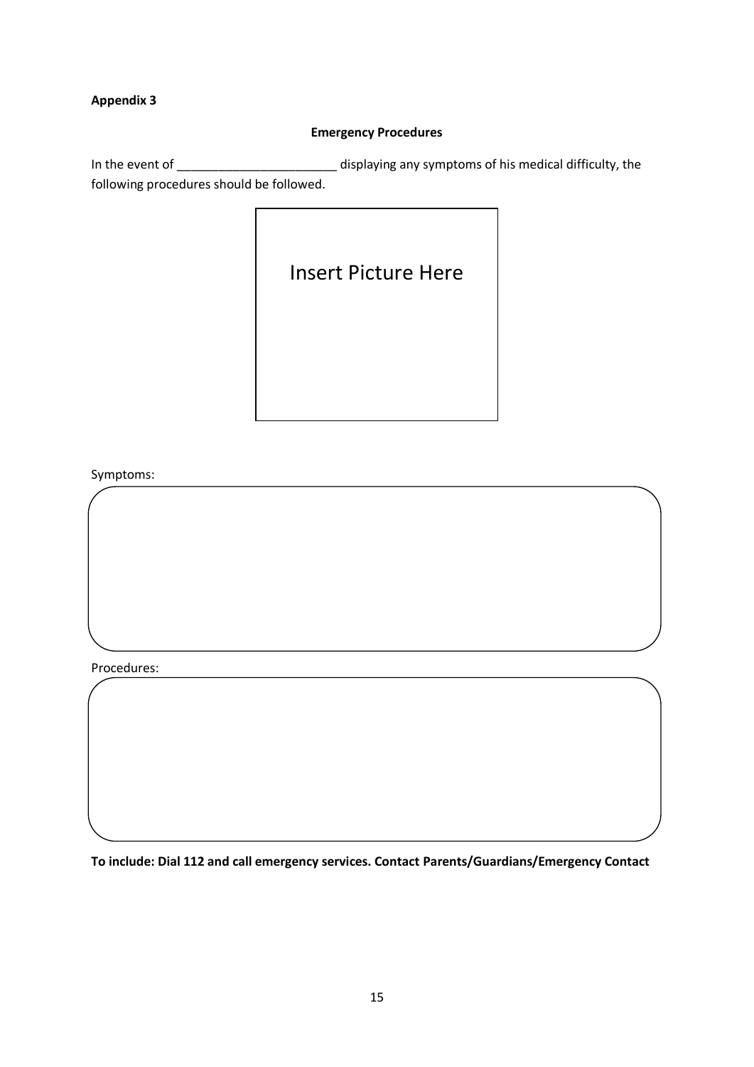**Appendix 3**

**Emergency Procedures**

In the event of _______________________ displaying any symptoms of his medical difficulty, the following procedures should be followed.

Insert Picture Here

Symptoms:

Procedures:

**To include: Dial 112 and call emergency services. Contact Parents/Guardians/Emergency Contact**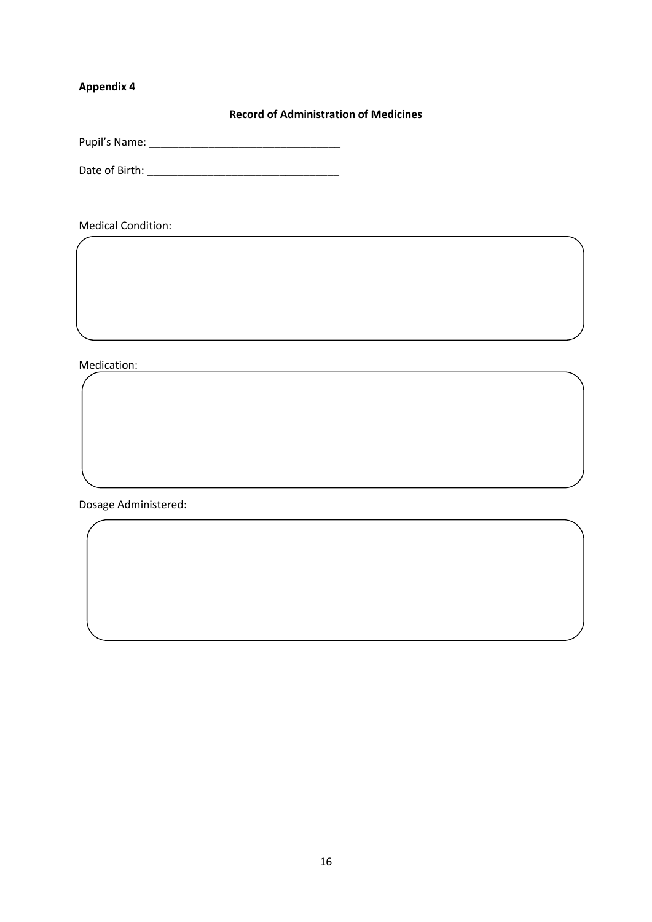**Appendix 4**

**Record of Administration of Medicines**

Pupil's Name: ________________________________

Date of Birth: ________________________________

Medical Condition:

Medication:

Dosage Administered: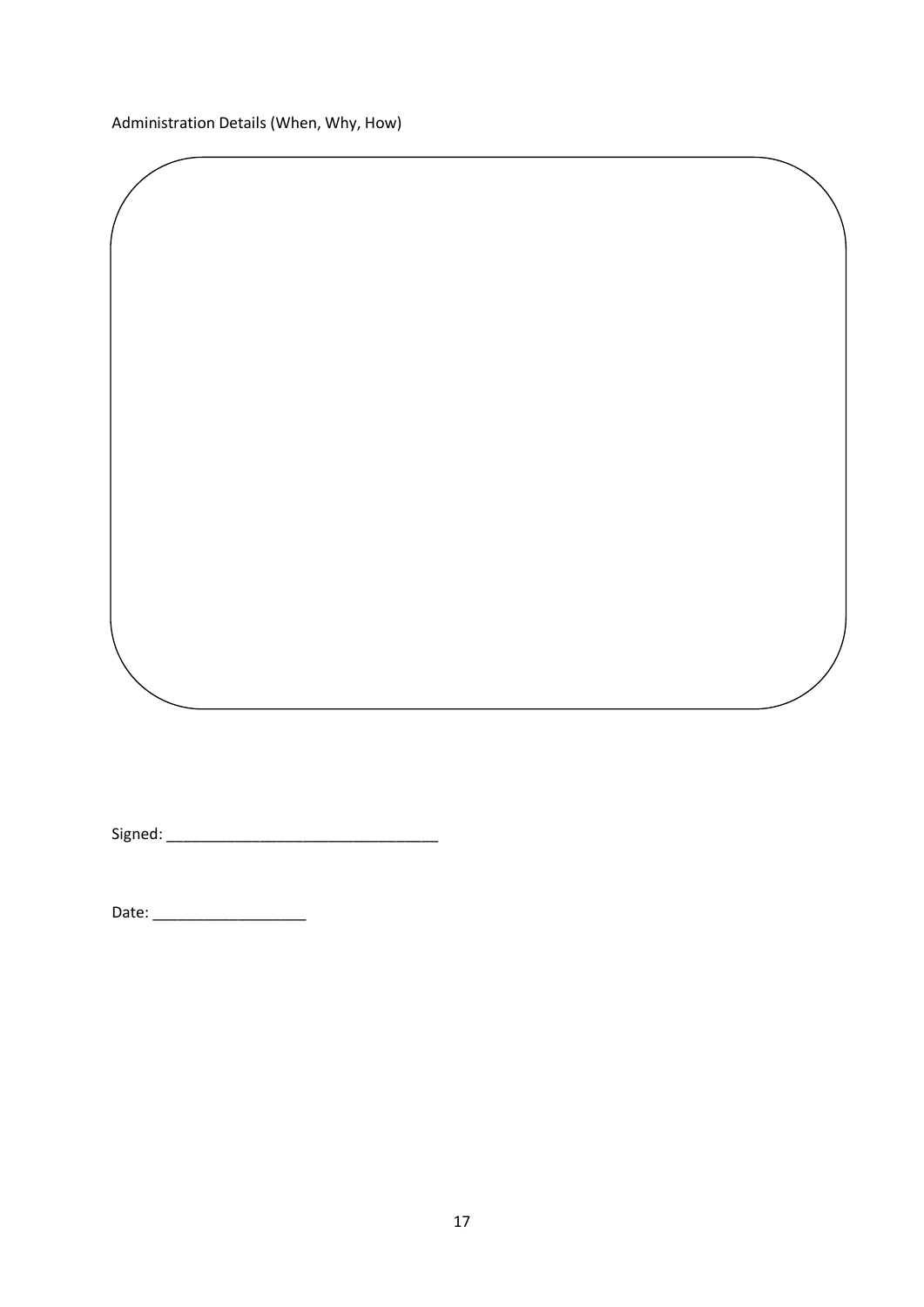Administration Details (When, Why, How)

Signed: ______________________________

Date: _________________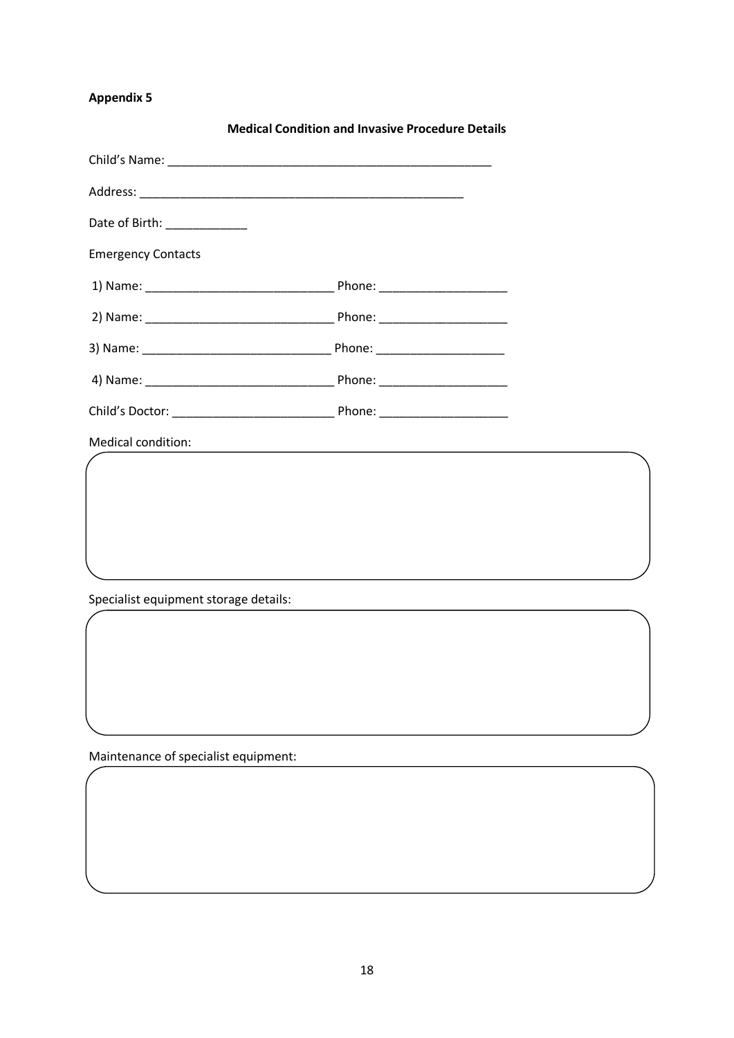**Appendix 5**

## Medical Condition and Invasive Procedure Details

Child's Name: ________________________________________________

Address: ________________________________________________

Date of Birth: ____________

Emergency Contacts

1) Name: ____________________________ Phone: ___________________

2) Name: ____________________________ Phone: ___________________

3) Name: ____________________________ Phone: ___________________

4) Name: ____________________________ Phone: ___________________

Child's Doctor: ________________________ Phone: ___________________

Medical condition:

| |
|---|
| |

Specialist equipment storage details:

| |
|---|
| |

Maintenance of specialist equipment:

| |
|---|
| |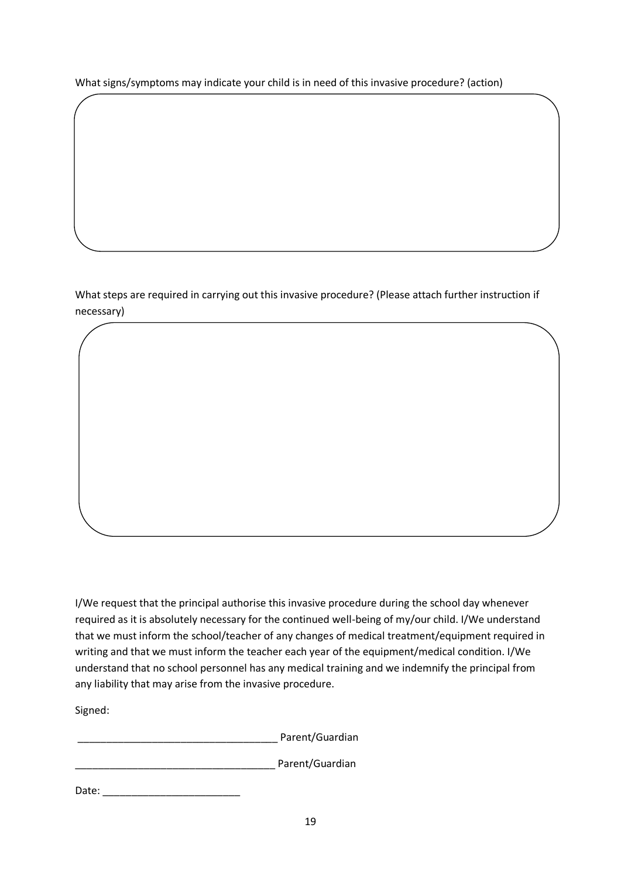What signs/symptoms may indicate your child is in need of this invasive procedure? (action)

What steps are required in carrying out this invasive procedure? (Please attach further instruction if necessary)

I/We request that the principal authorise this invasive procedure during the school day whenever required as it is absolutely necessary for the continued well-being of my/our child. I/We understand that we must inform the school/teacher of any changes of medical treatment/equipment required in writing and that we must inform the teacher each year of the equipment/medical condition. I/We understand that no school personnel has any medical training and we indemnify the principal from any liability that may arise from the invasive procedure.

Signed:

___________________________________ Parent/Guardian

___________________________________ Parent/Guardian

Date: ________________________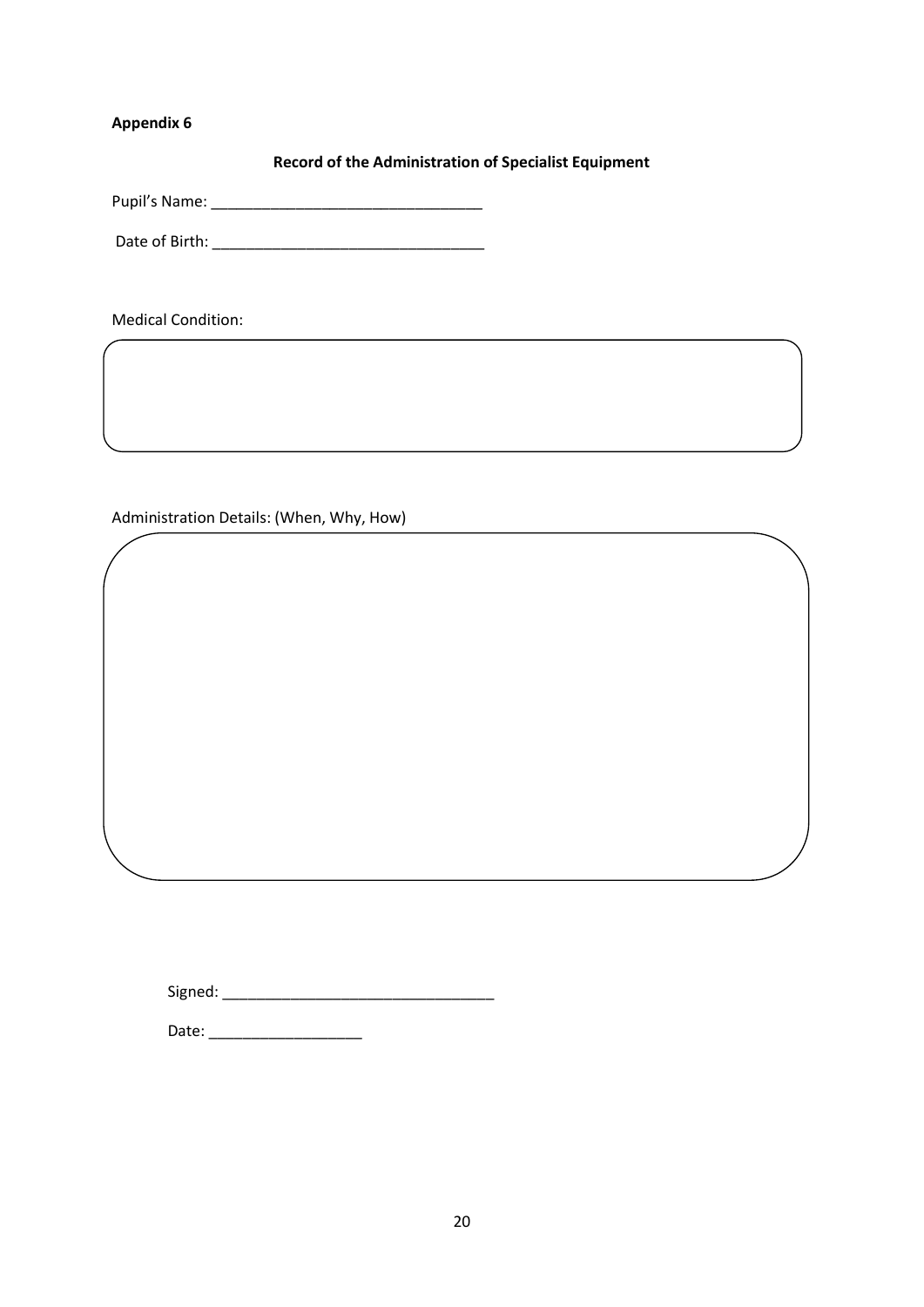**Appendix 6**

**Record of the Administration of Specialist Equipment**

Pupil's Name: _________________________________

Date of Birth: _________________________________

Medical Condition:

Administration Details: (When, Why, How)

Signed: _________________________________

Date: ___________________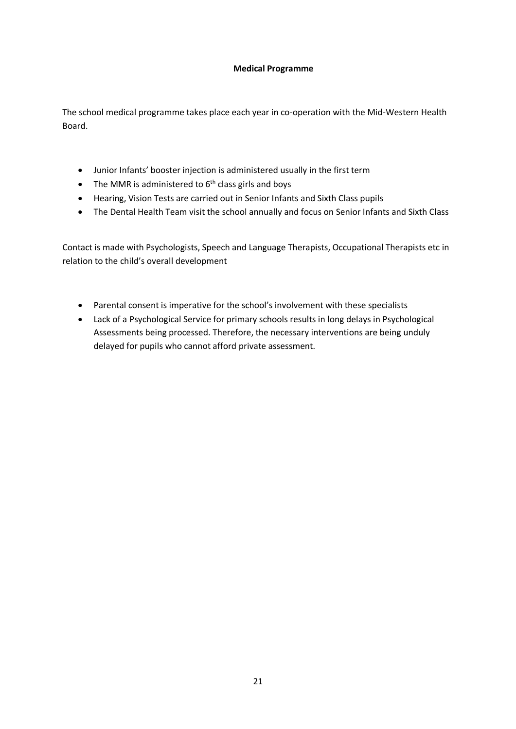**Medical Programme**

The school medical programme takes place each year in co-operation with the Mid-Western Health Board.

- Junior Infants' booster injection is administered usually in the first term
- The MMR is administered to $6^{th}$ class girls and boys
- Hearing, Vision Tests are carried out in Senior Infants and Sixth Class pupils
- The Dental Health Team visit the school annually and focus on Senior Infants and Sixth Class

Contact is made with Psychologists, Speech and Language Therapists, Occupational Therapists etc in relation to the child's overall development

- Parental consent is imperative for the school's involvement with these specialists
- Lack of a Psychological Service for primary schools results in long delays in Psychological Assessments being processed. Therefore, the necessary interventions are being unduly delayed for pupils who cannot afford private assessment.